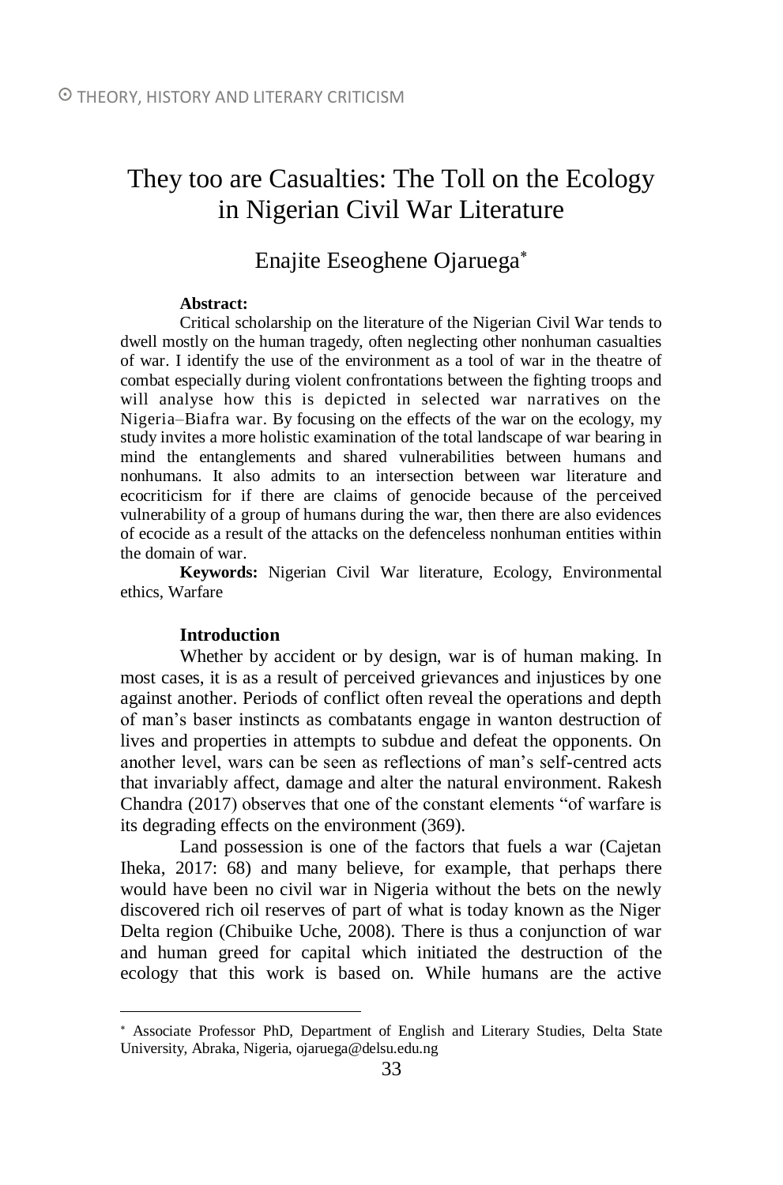⊙ THEORY, HISTORY AND LITERARY CRITICISM

# They too are Casualties: The Toll on the Ecology in Nigerian Civil War Literature

## Enajite Eseoghene Ojaruega[*]

**Abstract:**

Critical scholarship on the literature of the Nigerian Civil War tends to dwell mostly on the human tragedy, often neglecting other nonhuman casualties of war. I identify the use of the environment as a tool of war in the theatre of combat especially during violent confrontations between the fighting troops and will analyse how this is depicted in selected war narratives on the Nigeria–Biafra war. By focusing on the effects of the war on the ecology, my study invites a more holistic examination of the total landscape of war bearing in mind the entanglements and shared vulnerabilities between humans and nonhumans. It also admits to an intersection between war literature and ecocriticism for if there are claims of genocide because of the perceived vulnerability of a group of humans during the war, then there are also evidences of ecocide as a result of the attacks on the defenceless nonhuman entities within the domain of war.

**Keywords:** Nigerian Civil War literature, Ecology, Environmental ethics, Warfare

### Introduction

Whether by accident or by design, war is of human making. In most cases, it is as a result of perceived grievances and injustices by one against another. Periods of conflict often reveal the operations and depth of man's baser instincts as combatants engage in wanton destruction of lives and properties in attempts to subdue and defeat the opponents. On another level, wars can be seen as reflections of man's self-centred acts that invariably affect, damage and alter the natural environment. Rakesh Chandra (2017) observes that one of the constant elements "of warfare is its degrading effects on the environment (369).

Land possession is one of the factors that fuels a war (Cajetan Iheka, 2017: 68) and many believe, for example, that perhaps there would have been no civil war in Nigeria without the bets on the newly discovered rich oil reserves of part of what is today known as the Niger Delta region (Chibuike Uche, 2008). There is thus a conjunction of war and human greed for capital which initiated the destruction of the ecology that this work is based on. While humans are the active

---

[*] Associate Professor PhD, Department of English and Literary Studies, Delta State University, Abraka, Nigeria, ojaruega@delsu.edu.ng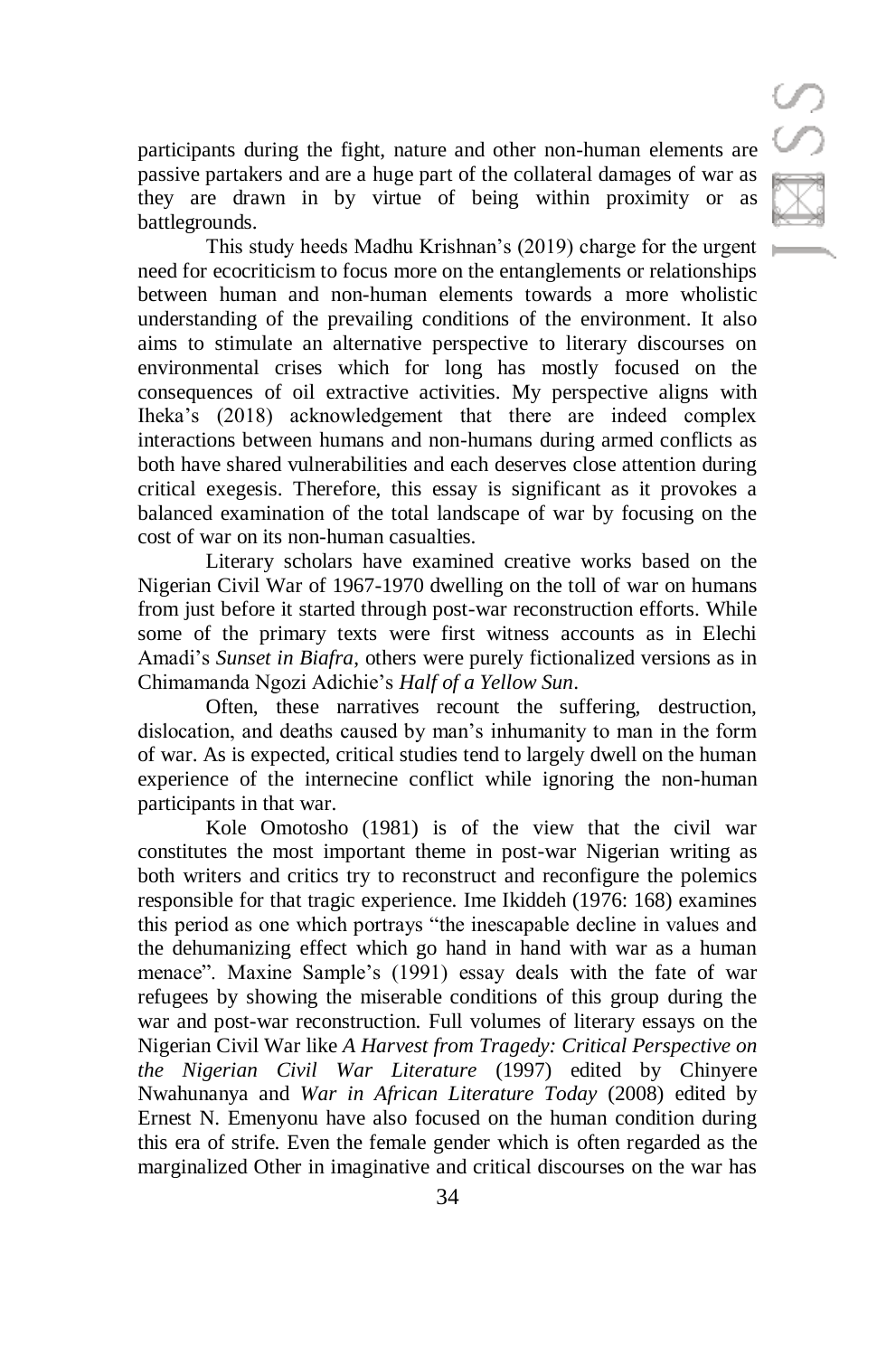participants during the fight, nature and other non-human elements are passive partakers and are a huge part of the collateral damages of war as they are drawn in by virtue of being within proximity or as battlegrounds.

This study heeds Madhu Krishnan's (2019) charge for the urgent need for ecocriticism to focus more on the entanglements or relationships between human and non-human elements towards a more wholistic understanding of the prevailing conditions of the environment. It also aims to stimulate an alternative perspective to literary discourses on environmental crises which for long has mostly focused on the consequences of oil extractive activities. My perspective aligns with Iheka's (2018) acknowledgement that there are indeed complex interactions between humans and non-humans during armed conflicts as both have shared vulnerabilities and each deserves close attention during critical exegesis. Therefore, this essay is significant as it provokes a balanced examination of the total landscape of war by focusing on the cost of war on its non-human casualties.

Literary scholars have examined creative works based on the Nigerian Civil War of 1967-1970 dwelling on the toll of war on humans from just before it started through post-war reconstruction efforts. While some of the primary texts were first witness accounts as in Elechi Amadi's *Sunset in Biafra*, others were purely fictionalized versions as in Chimamanda Ngozi Adichie's *Half of a Yellow Sun*.

Often, these narratives recount the suffering, destruction, dislocation, and deaths caused by man's inhumanity to man in the form of war. As is expected, critical studies tend to largely dwell on the human experience of the internecine conflict while ignoring the non-human participants in that war.

Kole Omotosho (1981) is of the view that the civil war constitutes the most important theme in post-war Nigerian writing as both writers and critics try to reconstruct and reconfigure the polemics responsible for that tragic experience. Ime Ikiddeh (1976: 168) examines this period as one which portrays "the inescapable decline in values and the dehumanizing effect which go hand in hand with war as a human menace". Maxine Sample's (1991) essay deals with the fate of war refugees by showing the miserable conditions of this group during the war and post-war reconstruction. Full volumes of literary essays on the Nigerian Civil War like *A Harvest from Tragedy: Critical Perspective on the Nigerian Civil War Literature* (1997) edited by Chinyere Nwahunanya and *War in African Literature Today* (2008) edited by Ernest N. Emenyonu have also focused on the human condition during this era of strife. Even the female gender which is often regarded as the marginalized Other in imaginative and critical discourses on the war has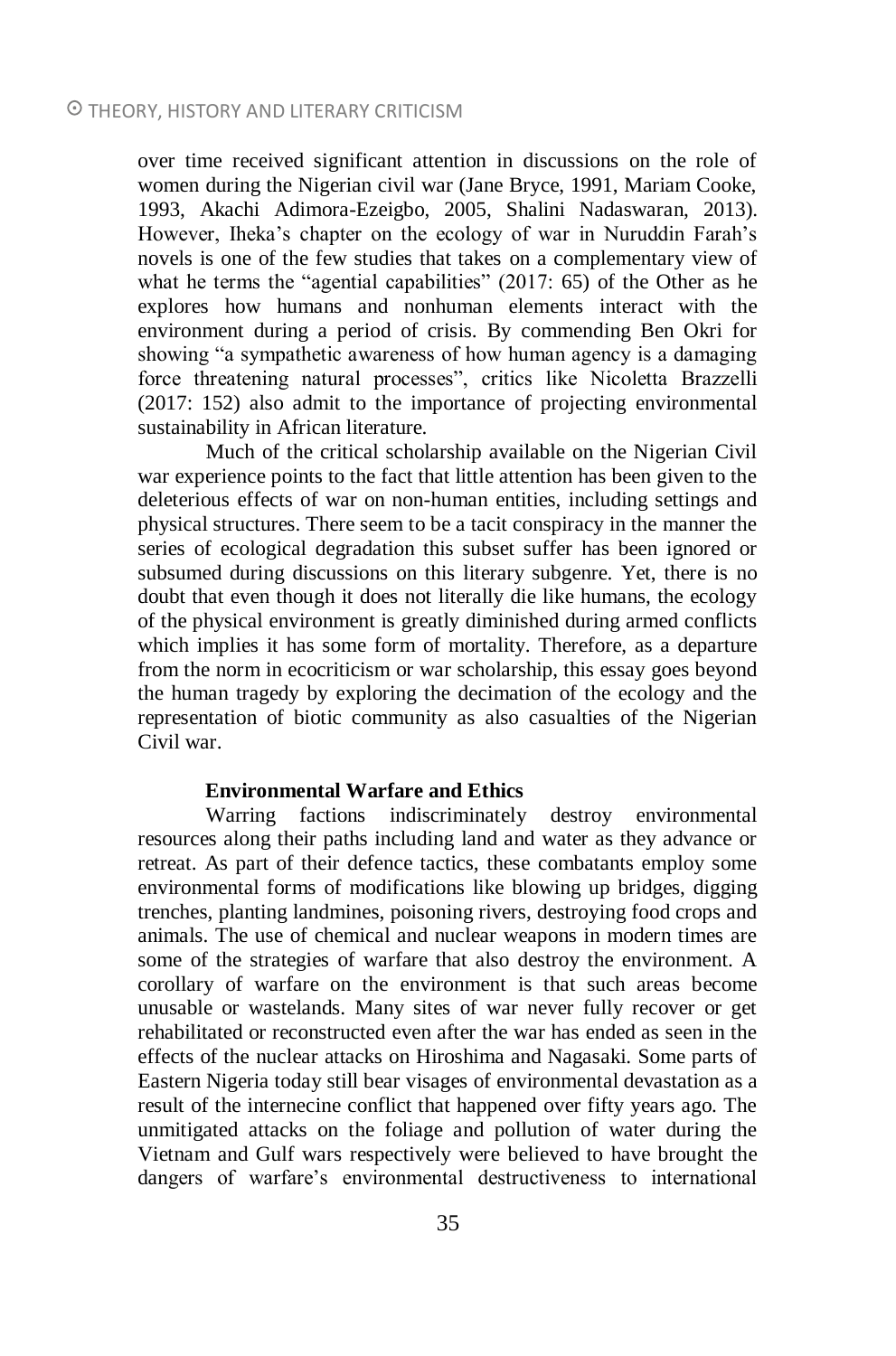over time received significant attention in discussions on the role of women during the Nigerian civil war (Jane Bryce, 1991, Mariam Cooke, 1993, Akachi Adimora-Ezeigbo, 2005, Shalini Nadaswaran, 2013). However, Iheka's chapter on the ecology of war in Nuruddin Farah's novels is one of the few studies that takes on a complementary view of what he terms the "agential capabilities" (2017: 65) of the Other as he explores how humans and nonhuman elements interact with the environment during a period of crisis. By commending Ben Okri for showing "a sympathetic awareness of how human agency is a damaging force threatening natural processes", critics like Nicoletta Brazzelli (2017: 152) also admit to the importance of projecting environmental sustainability in African literature.

Much of the critical scholarship available on the Nigerian Civil war experience points to the fact that little attention has been given to the deleterious effects of war on non-human entities, including settings and physical structures. There seem to be a tacit conspiracy in the manner the series of ecological degradation this subset suffer has been ignored or subsumed during discussions on this literary subgenre. Yet, there is no doubt that even though it does not literally die like humans, the ecology of the physical environment is greatly diminished during armed conflicts which implies it has some form of mortality. Therefore, as a departure from the norm in ecocriticism or war scholarship, this essay goes beyond the human tragedy by exploring the decimation of the ecology and the representation of biotic community as also casualties of the Nigerian Civil war.

## Environmental Warfare and Ethics

Warring factions indiscriminately destroy environmental resources along their paths including land and water as they advance or retreat. As part of their defence tactics, these combatants employ some environmental forms of modifications like blowing up bridges, digging trenches, planting landmines, poisoning rivers, destroying food crops and animals. The use of chemical and nuclear weapons in modern times are some of the strategies of warfare that also destroy the environment. A corollary of warfare on the environment is that such areas become unusable or wastelands. Many sites of war never fully recover or get rehabilitated or reconstructed even after the war has ended as seen in the effects of the nuclear attacks on Hiroshima and Nagasaki. Some parts of Eastern Nigeria today still bear visages of environmental devastation as a result of the internecine conflict that happened over fifty years ago. The unmitigated attacks on the foliage and pollution of water during the Vietnam and Gulf wars respectively were believed to have brought the dangers of warfare's environmental destructiveness to international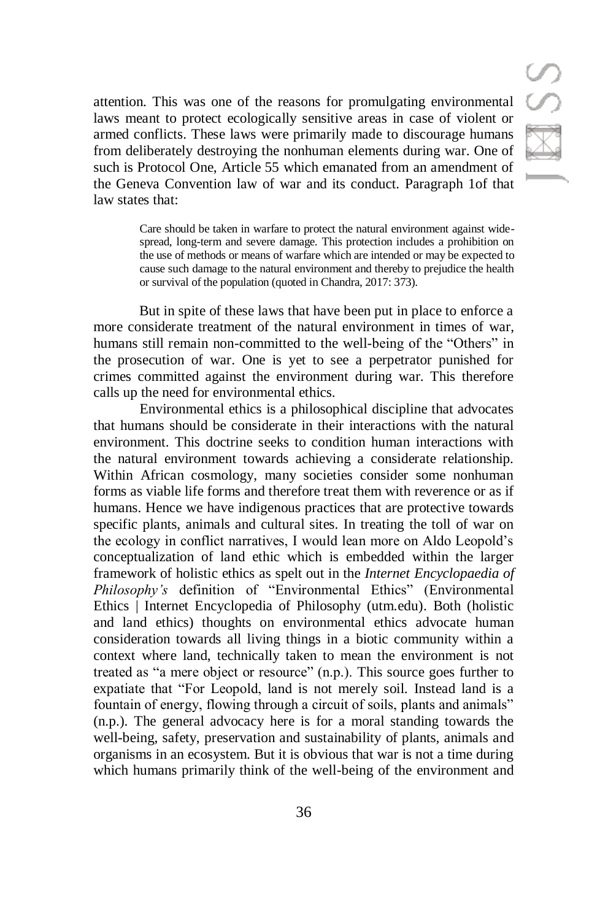attention. This was one of the reasons for promulgating environmental laws meant to protect ecologically sensitive areas in case of violent or armed conflicts. These laws were primarily made to discourage humans from deliberately destroying the nonhuman elements during war. One of such is Protocol One, Article 55 which emanated from an amendment of the Geneva Convention law of war and its conduct. Paragraph 1of that law states that:

> Care should be taken in warfare to protect the natural environment against wide-spread, long-term and severe damage. This protection includes a prohibition on the use of methods or means of warfare which are intended or may be expected to cause such damage to the natural environment and thereby to prejudice the health or survival of the population (quoted in Chandra, 2017: 373).

But in spite of these laws that have been put in place to enforce a more considerate treatment of the natural environment in times of war, humans still remain non-committed to the well-being of the "Others" in the prosecution of war. One is yet to see a perpetrator punished for crimes committed against the environment during war. This therefore calls up the need for environmental ethics.

Environmental ethics is a philosophical discipline that advocates that humans should be considerate in their interactions with the natural environment. This doctrine seeks to condition human interactions with the natural environment towards achieving a considerate relationship. Within African cosmology, many societies consider some nonhuman forms as viable life forms and therefore treat them with reverence or as if humans. Hence we have indigenous practices that are protective towards specific plants, animals and cultural sites. In treating the toll of war on the ecology in conflict narratives, I would lean more on Aldo Leopold's conceptualization of land ethic which is embedded within the larger framework of holistic ethics as spelt out in the *Internet Encyclopaedia of Philosophy's* definition of "Environmental Ethics" (Environmental Ethics | Internet Encyclopedia of Philosophy (utm.edu). Both (holistic and land ethics) thoughts on environmental ethics advocate human consideration towards all living things in a biotic community within a context where land, technically taken to mean the environment is not treated as "a mere object or resource" (n.p.). This source goes further to expatiate that "For Leopold, land is not merely soil. Instead land is a fountain of energy, flowing through a circuit of soils, plants and animals" (n.p.). The general advocacy here is for a moral standing towards the well-being, safety, preservation and sustainability of plants, animals and organisms in an ecosystem. But it is obvious that war is not a time during which humans primarily think of the well-being of the environment and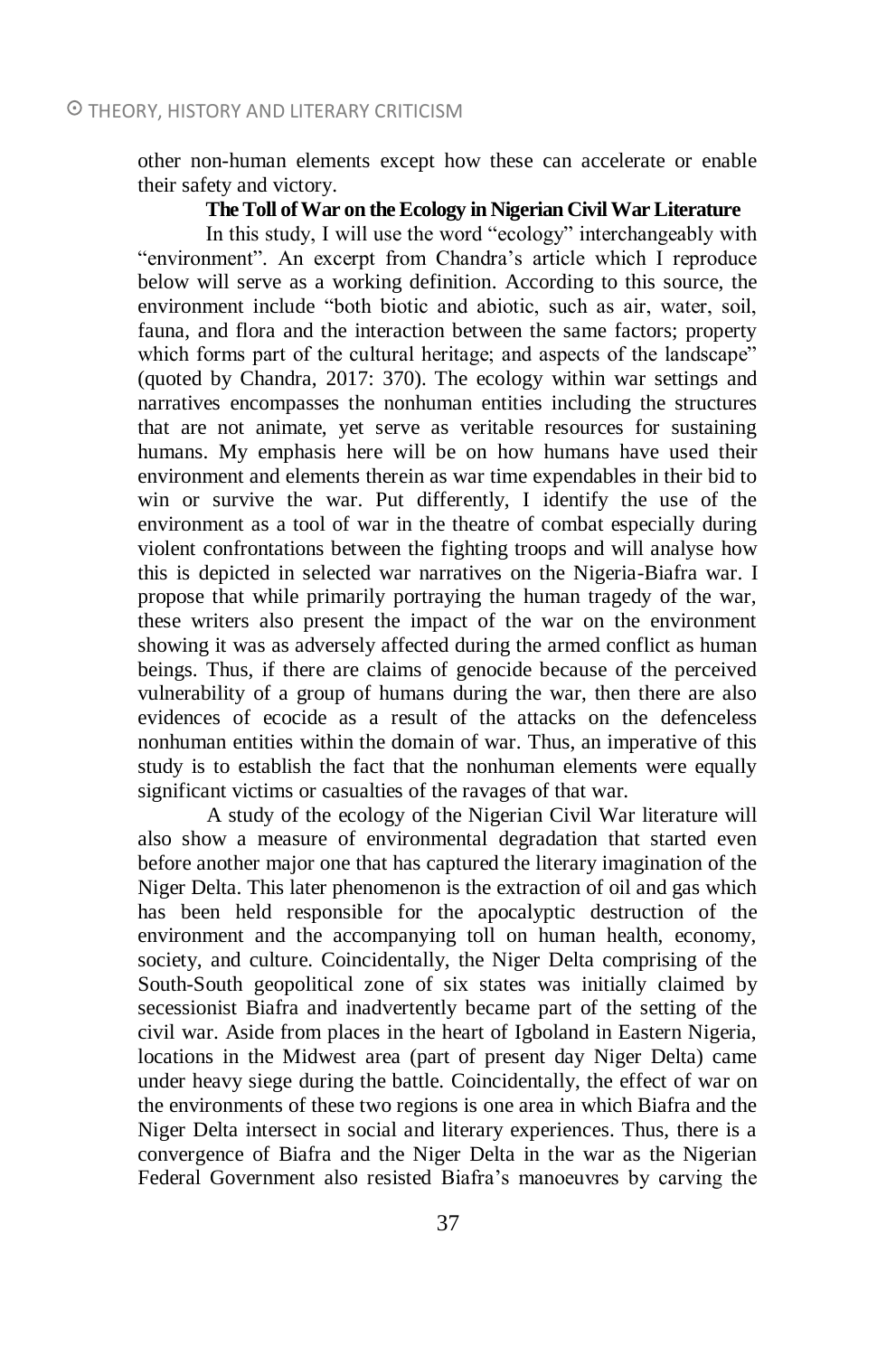other non-human elements except how these can accelerate or enable their safety and victory.

### The Toll of War on the Ecology in Nigerian Civil War Literature

In this study, I will use the word "ecology" interchangeably with "environment". An excerpt from Chandra's article which I reproduce below will serve as a working definition. According to this source, the environment include "both biotic and abiotic, such as air, water, soil, fauna, and flora and the interaction between the same factors; property which forms part of the cultural heritage; and aspects of the landscape" (quoted by Chandra, 2017: 370). The ecology within war settings and narratives encompasses the nonhuman entities including the structures that are not animate, yet serve as veritable resources for sustaining humans. My emphasis here will be on how humans have used their environment and elements therein as war time expendables in their bid to win or survive the war. Put differently, I identify the use of the environment as a tool of war in the theatre of combat especially during violent confrontations between the fighting troops and will analyse how this is depicted in selected war narratives on the Nigeria-Biafra war. I propose that while primarily portraying the human tragedy of the war, these writers also present the impact of the war on the environment showing it was as adversely affected during the armed conflict as human beings. Thus, if there are claims of genocide because of the perceived vulnerability of a group of humans during the war, then there are also evidences of ecocide as a result of the attacks on the defenceless nonhuman entities within the domain of war. Thus, an imperative of this study is to establish the fact that the nonhuman elements were equally significant victims or casualties of the ravages of that war.

A study of the ecology of the Nigerian Civil War literature will also show a measure of environmental degradation that started even before another major one that has captured the literary imagination of the Niger Delta. This later phenomenon is the extraction of oil and gas which has been held responsible for the apocalyptic destruction of the environment and the accompanying toll on human health, economy, society, and culture. Coincidentally, the Niger Delta comprising of the South-South geopolitical zone of six states was initially claimed by secessionist Biafra and inadvertently became part of the setting of the civil war. Aside from places in the heart of Igboland in Eastern Nigeria, locations in the Midwest area (part of present day Niger Delta) came under heavy siege during the battle. Coincidentally, the effect of war on the environments of these two regions is one area in which Biafra and the Niger Delta intersect in social and literary experiences. Thus, there is a convergence of Biafra and the Niger Delta in the war as the Nigerian Federal Government also resisted Biafra's manoeuvres by carving the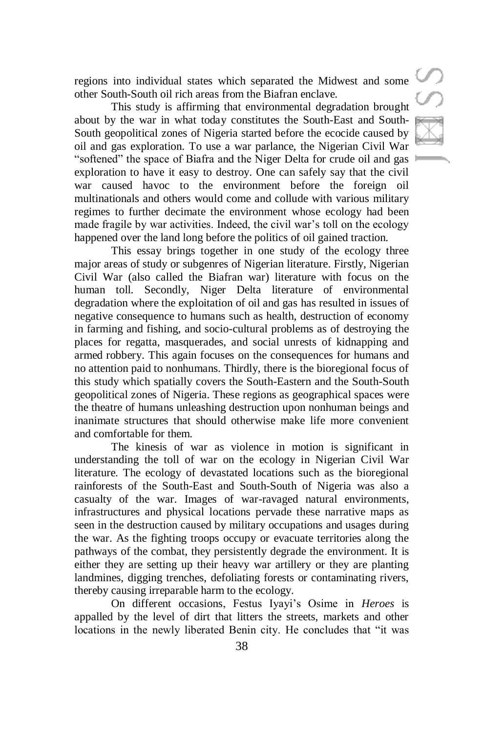regions into individual states which separated the Midwest and some other South-South oil rich areas from the Biafran enclave.

This study is affirming that environmental degradation brought about by the war in what today constitutes the South-East and South-South geopolitical zones of Nigeria started before the ecocide caused by oil and gas exploration. To use a war parlance, the Nigerian Civil War "softened" the space of Biafra and the Niger Delta for crude oil and gas exploration to have it easy to destroy. One can safely say that the civil war caused havoc to the environment before the foreign oil multinationals and others would come and collude with various military regimes to further decimate the environment whose ecology had been made fragile by war activities. Indeed, the civil war's toll on the ecology happened over the land long before the politics of oil gained traction.

This essay brings together in one study of the ecology three major areas of study or subgenres of Nigerian literature. Firstly, Nigerian Civil War (also called the Biafran war) literature with focus on the human toll. Secondly, Niger Delta literature of environmental degradation where the exploitation of oil and gas has resulted in issues of negative consequence to humans such as health, destruction of economy in farming and fishing, and socio-cultural problems as of destroying the places for regatta, masquerades, and social unrests of kidnapping and armed robbery. This again focuses on the consequences for humans and no attention paid to nonhumans. Thirdly, there is the bioregional focus of this study which spatially covers the South-Eastern and the South-South geopolitical zones of Nigeria. These regions as geographical spaces were the theatre of humans unleashing destruction upon nonhuman beings and inanimate structures that should otherwise make life more convenient and comfortable for them.

The kinesis of war as violence in motion is significant in understanding the toll of war on the ecology in Nigerian Civil War literature. The ecology of devastated locations such as the bioregional rainforests of the South-East and South-South of Nigeria was also a casualty of the war. Images of war-ravaged natural environments, infrastructures and physical locations pervade these narrative maps as seen in the destruction caused by military occupations and usages during the war. As the fighting troops occupy or evacuate territories along the pathways of the combat, they persistently degrade the environment. It is either they are setting up their heavy war artillery or they are planting landmines, digging trenches, defoliating forests or contaminating rivers, thereby causing irreparable harm to the ecology.

On different occasions, Festus Iyayi's Osime in *Heroes* is appalled by the level of dirt that litters the streets, markets and other locations in the newly liberated Benin city. He concludes that "it was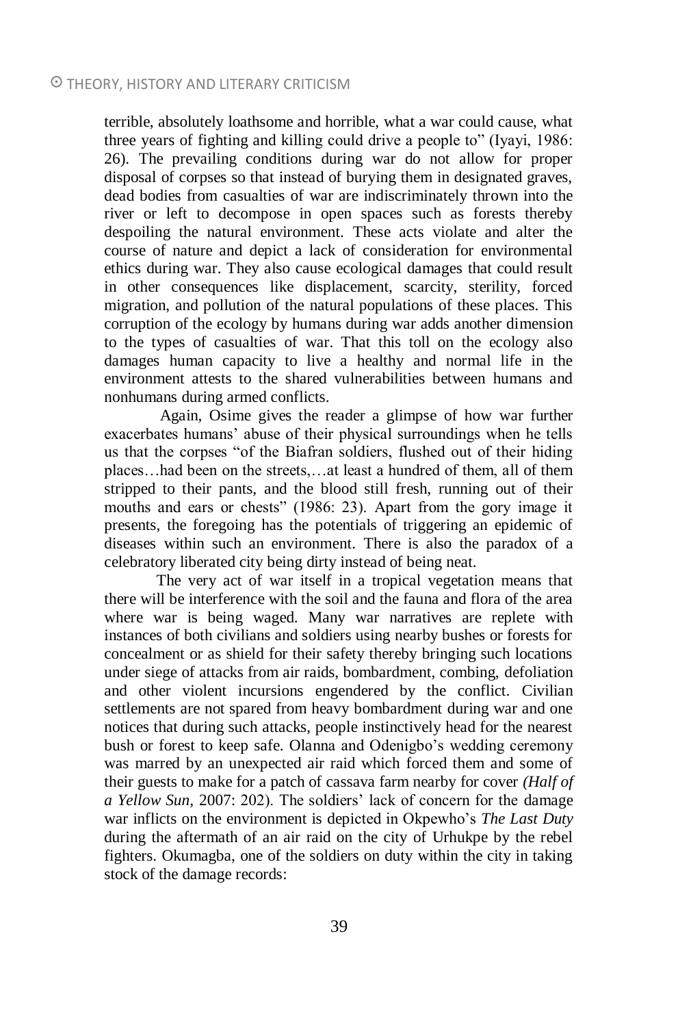terrible, absolutely loathsome and horrible, what a war could cause, what three years of fighting and killing could drive a people to" (Iyayi, 1986: 26). The prevailing conditions during war do not allow for proper disposal of corpses so that instead of burying them in designated graves, dead bodies from casualties of war are indiscriminately thrown into the river or left to decompose in open spaces such as forests thereby despoiling the natural environment. These acts violate and alter the course of nature and depict a lack of consideration for environmental ethics during war. They also cause ecological damages that could result in other consequences like displacement, scarcity, sterility, forced migration, and pollution of the natural populations of these places. This corruption of the ecology by humans during war adds another dimension to the types of casualties of war. That this toll on the ecology also damages human capacity to live a healthy and normal life in the environment attests to the shared vulnerabilities between humans and nonhumans during armed conflicts.

Again, Osime gives the reader a glimpse of how war further exacerbates humans' abuse of their physical surroundings when he tells us that the corpses "of the Biafran soldiers, flushed out of their hiding places…had been on the streets,…at least a hundred of them, all of them stripped to their pants, and the blood still fresh, running out of their mouths and ears or chests" (1986: 23). Apart from the gory image it presents, the foregoing has the potentials of triggering an epidemic of diseases within such an environment. There is also the paradox of a celebratory liberated city being dirty instead of being neat.

The very act of war itself in a tropical vegetation means that there will be interference with the soil and the fauna and flora of the area where war is being waged. Many war narratives are replete with instances of both civilians and soldiers using nearby bushes or forests for concealment or as shield for their safety thereby bringing such locations under siege of attacks from air raids, bombardment, combing, defoliation and other violent incursions engendered by the conflict. Civilian settlements are not spared from heavy bombardment during war and one notices that during such attacks, people instinctively head for the nearest bush or forest to keep safe. Olanna and Odenigbo's wedding ceremony was marred by an unexpected air raid which forced them and some of their guests to make for a patch of cassava farm nearby for cover *(Half of a Yellow Sun*, 2007: 202). The soldiers' lack of concern for the damage war inflicts on the environment is depicted in Okpewho's *The Last Duty* during the aftermath of an air raid on the city of Urhukpe by the rebel fighters. Okumagba, one of the soldiers on duty within the city in taking stock of the damage records: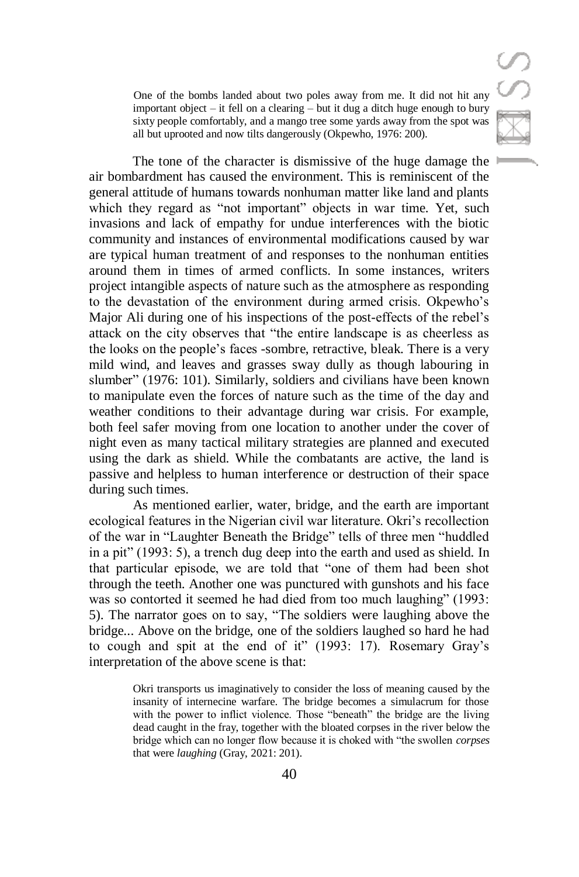> One of the bombs landed about two poles away from me. It did not hit any important object – it fell on a clearing – but it dug a ditch huge enough to bury sixty people comfortably, and a mango tree some yards away from the spot was all but uprooted and now tilts dangerously (Okpewho, 1976: 200).

The tone of the character is dismissive of the huge damage the air bombardment has caused the environment. This is reminiscent of the general attitude of humans towards nonhuman matter like land and plants which they regard as "not important" objects in war time. Yet, such invasions and lack of empathy for undue interferences with the biotic community and instances of environmental modifications caused by war are typical human treatment of and responses to the nonhuman entities around them in times of armed conflicts. In some instances, writers project intangible aspects of nature such as the atmosphere as responding to the devastation of the environment during armed crisis. Okpewho's Major Ali during one of his inspections of the post-effects of the rebel's attack on the city observes that "the entire landscape is as cheerless as the looks on the people's faces -sombre, retractive, bleak. There is a very mild wind, and leaves and grasses sway dully as though labouring in slumber" (1976: 101). Similarly, soldiers and civilians have been known to manipulate even the forces of nature such as the time of the day and weather conditions to their advantage during war crisis. For example, both feel safer moving from one location to another under the cover of night even as many tactical military strategies are planned and executed using the dark as shield. While the combatants are active, the land is passive and helpless to human interference or destruction of their space during such times.

As mentioned earlier, water, bridge, and the earth are important ecological features in the Nigerian civil war literature. Okri's recollection of the war in "Laughter Beneath the Bridge" tells of three men "huddled in a pit" (1993: 5), a trench dug deep into the earth and used as shield. In that particular episode, we are told that "one of them had been shot through the teeth. Another one was punctured with gunshots and his face was so contorted it seemed he had died from too much laughing" (1993: 5). The narrator goes on to say, "The soldiers were laughing above the bridge... Above on the bridge, one of the soldiers laughed so hard he had to cough and spit at the end of it" (1993: 17). Rosemary Gray's interpretation of the above scene is that:

> Okri transports us imaginatively to consider the loss of meaning caused by the insanity of internecine warfare. The bridge becomes a simulacrum for those with the power to inflict violence. Those "beneath" the bridge are the living dead caught in the fray, together with the bloated corpses in the river below the bridge which can no longer flow because it is choked with "the swollen *corpses* that were *laughing* (Gray, 2021: 201).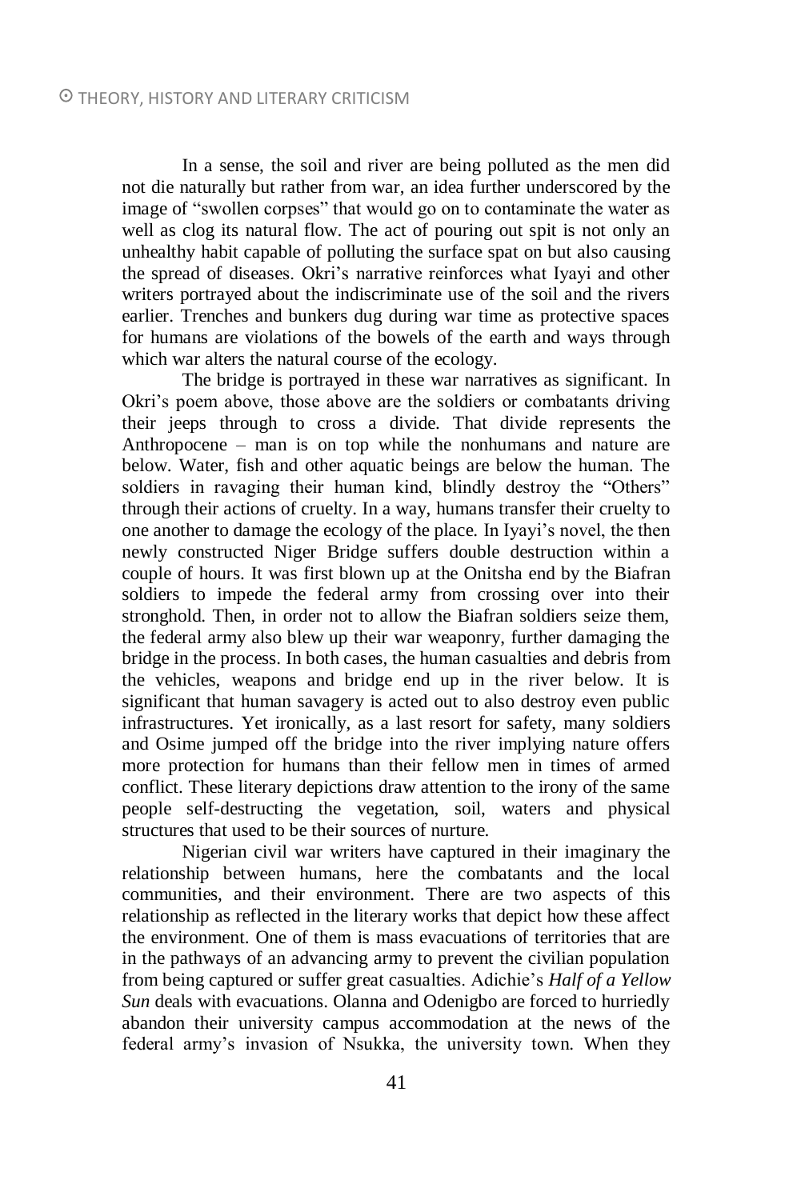In a sense, the soil and river are being polluted as the men did not die naturally but rather from war, an idea further underscored by the image of "swollen corpses" that would go on to contaminate the water as well as clog its natural flow. The act of pouring out spit is not only an unhealthy habit capable of polluting the surface spat on but also causing the spread of diseases. Okri's narrative reinforces what Iyayi and other writers portrayed about the indiscriminate use of the soil and the rivers earlier. Trenches and bunkers dug during war time as protective spaces for humans are violations of the bowels of the earth and ways through which war alters the natural course of the ecology.

The bridge is portrayed in these war narratives as significant. In Okri's poem above, those above are the soldiers or combatants driving their jeeps through to cross a divide. That divide represents the Anthropocene – man is on top while the nonhumans and nature are below. Water, fish and other aquatic beings are below the human. The soldiers in ravaging their human kind, blindly destroy the "Others" through their actions of cruelty. In a way, humans transfer their cruelty to one another to damage the ecology of the place. In Iyayi's novel, the then newly constructed Niger Bridge suffers double destruction within a couple of hours. It was first blown up at the Onitsha end by the Biafran soldiers to impede the federal army from crossing over into their stronghold. Then, in order not to allow the Biafran soldiers seize them, the federal army also blew up their war weaponry, further damaging the bridge in the process. In both cases, the human casualties and debris from the vehicles, weapons and bridge end up in the river below. It is significant that human savagery is acted out to also destroy even public infrastructures. Yet ironically, as a last resort for safety, many soldiers and Osime jumped off the bridge into the river implying nature offers more protection for humans than their fellow men in times of armed conflict. These literary depictions draw attention to the irony of the same people self-destructing the vegetation, soil, waters and physical structures that used to be their sources of nurture.

Nigerian civil war writers have captured in their imaginary the relationship between humans, here the combatants and the local communities, and their environment. There are two aspects of this relationship as reflected in the literary works that depict how these affect the environment. One of them is mass evacuations of territories that are in the pathways of an advancing army to prevent the civilian population from being captured or suffer great casualties. Adichie's *Half of a Yellow Sun* deals with evacuations. Olanna and Odenigbo are forced to hurriedly abandon their university campus accommodation at the news of the federal army's invasion of Nsukka, the university town. When they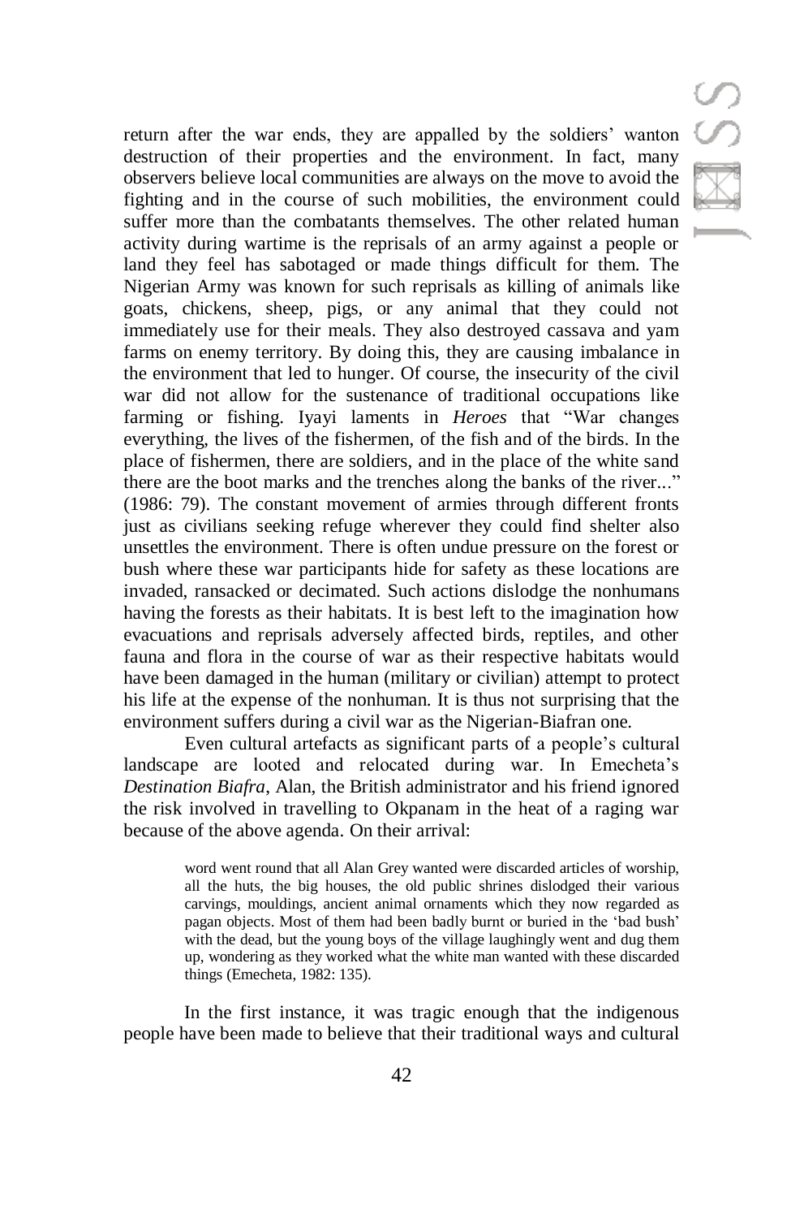return after the war ends, they are appalled by the soldiers' wanton destruction of their properties and the environment. In fact, many observers believe local communities are always on the move to avoid the fighting and in the course of such mobilities, the environment could suffer more than the combatants themselves. The other related human activity during wartime is the reprisals of an army against a people or land they feel has sabotaged or made things difficult for them. The Nigerian Army was known for such reprisals as killing of animals like goats, chickens, sheep, pigs, or any animal that they could not immediately use for their meals. They also destroyed cassava and yam farms on enemy territory. By doing this, they are causing imbalance in the environment that led to hunger. Of course, the insecurity of the civil war did not allow for the sustenance of traditional occupations like farming or fishing. Iyayi laments in *Heroes* that "War changes everything, the lives of the fishermen, of the fish and of the birds. In the place of fishermen, there are soldiers, and in the place of the white sand there are the boot marks and the trenches along the banks of the river..." (1986: 79). The constant movement of armies through different fronts just as civilians seeking refuge wherever they could find shelter also unsettles the environment. There is often undue pressure on the forest or bush where these war participants hide for safety as these locations are invaded, ransacked or decimated. Such actions dislodge the nonhumans having the forests as their habitats. It is best left to the imagination how evacuations and reprisals adversely affected birds, reptiles, and other fauna and flora in the course of war as their respective habitats would have been damaged in the human (military or civilian) attempt to protect his life at the expense of the nonhuman. It is thus not surprising that the environment suffers during a civil war as the Nigerian-Biafran one.

Even cultural artefacts as significant parts of a people's cultural landscape are looted and relocated during war. In Emecheta's *Destination Biafra*, Alan, the British administrator and his friend ignored the risk involved in travelling to Okpanam in the heat of a raging war because of the above agenda. On their arrival:

> word went round that all Alan Grey wanted were discarded articles of worship, all the huts, the big houses, the old public shrines dislodged their various carvings, mouldings, ancient animal ornaments which they now regarded as pagan objects. Most of them had been badly burnt or buried in the 'bad bush' with the dead, but the young boys of the village laughingly went and dug them up, wondering as they worked what the white man wanted with these discarded things (Emecheta, 1982: 135).

In the first instance, it was tragic enough that the indigenous people have been made to believe that their traditional ways and cultural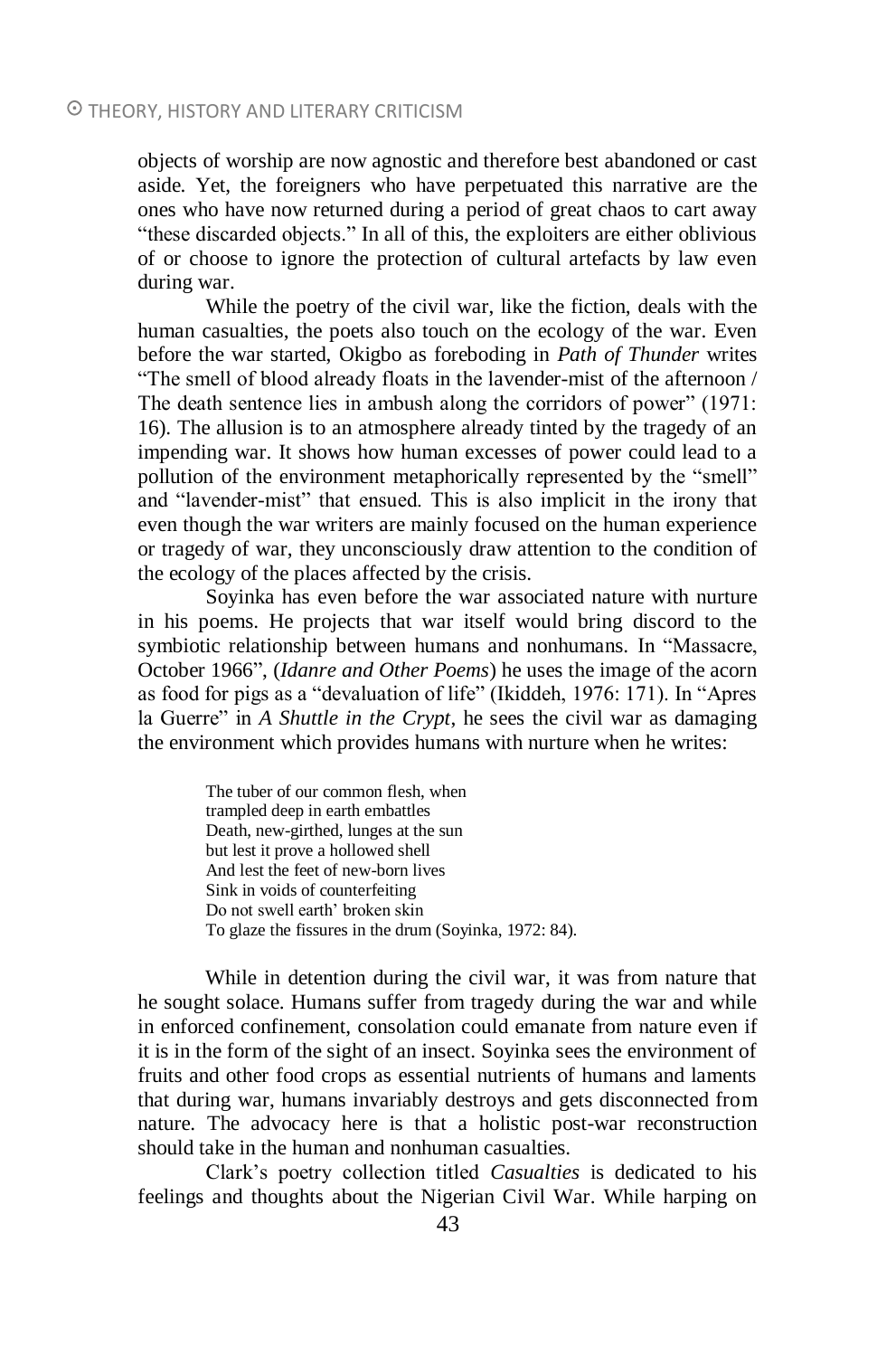objects of worship are now agnostic and therefore best abandoned or cast aside. Yet, the foreigners who have perpetuated this narrative are the ones who have now returned during a period of great chaos to cart away "these discarded objects." In all of this, the exploiters are either oblivious of or choose to ignore the protection of cultural artefacts by law even during war.

While the poetry of the civil war, like the fiction, deals with the human casualties, the poets also touch on the ecology of the war. Even before the war started, Okigbo as foreboding in *Path of Thunder* writes "The smell of blood already floats in the lavender-mist of the afternoon / The death sentence lies in ambush along the corridors of power" (1971: 16). The allusion is to an atmosphere already tinted by the tragedy of an impending war. It shows how human excesses of power could lead to a pollution of the environment metaphorically represented by the "smell" and "lavender-mist" that ensued. This is also implicit in the irony that even though the war writers are mainly focused on the human experience or tragedy of war, they unconsciously draw attention to the condition of the ecology of the places affected by the crisis.

Soyinka has even before the war associated nature with nurture in his poems. He projects that war itself would bring discord to the symbiotic relationship between humans and nonhumans. In "Massacre, October 1966", (*Idanre and Other Poems*) he uses the image of the acorn as food for pigs as a "devaluation of life" (Ikiddeh, 1976: 171). In "Apres la Guerre" in *A Shuttle in the Crypt*, he sees the civil war as damaging the environment which provides humans with nurture when he writes:

> The tuber of our common flesh, when
> trampled deep in earth embattles
> Death, new-girthed, lunges at the sun
> but lest it prove a hollowed shell
> And lest the feet of new-born lives
> Sink in voids of counterfeiting
> Do not swell earth' broken skin
> To glaze the fissures in the drum (Soyinka, 1972: 84).

While in detention during the civil war, it was from nature that he sought solace. Humans suffer from tragedy during the war and while in enforced confinement, consolation could emanate from nature even if it is in the form of the sight of an insect. Soyinka sees the environment of fruits and other food crops as essential nutrients of humans and laments that during war, humans invariably destroys and gets disconnected from nature. The advocacy here is that a holistic post-war reconstruction should take in the human and nonhuman casualties.

Clark's poetry collection titled *Casualties* is dedicated to his feelings and thoughts about the Nigerian Civil War. While harping on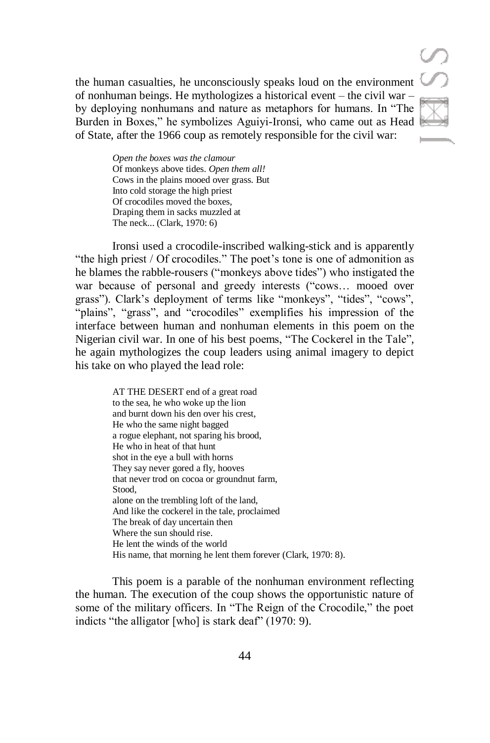the human casualties, he unconsciously speaks loud on the environment of nonhuman beings. He mythologizes a historical event – the civil war – by deploying nonhumans and nature as metaphors for humans. In "The Burden in Boxes," he symbolizes Aguiyi-Ironsi, who came out as Head of State, after the 1966 coup as remotely responsible for the civil war:

> *Open the boxes was the clamour*
> Of monkeys above tides. *Open them all!*
> Cows in the plains mooed over grass. But
> Into cold storage the high priest
> Of crocodiles moved the boxes,
> Draping them in sacks muzzled at
> The neck... (Clark, 1970: 6)

Ironsi used a crocodile-inscribed walking-stick and is apparently "the high priest / Of crocodiles." The poet's tone is one of admonition as he blames the rabble-rousers ("monkeys above tides") who instigated the war because of personal and greedy interests ("cows… mooed over grass"). Clark's deployment of terms like "monkeys", "tides", "cows", "plains", "grass", and "crocodiles" exemplifies his impression of the interface between human and nonhuman elements in this poem on the Nigerian civil war. In one of his best poems, "The Cockerel in the Tale", he again mythologizes the coup leaders using animal imagery to depict his take on who played the lead role:

> AT THE DESERT end of a great road
> to the sea, he who woke up the lion
> and burnt down his den over his crest,
> He who the same night bagged
> a rogue elephant, not sparing his brood,
> He who in heat of that hunt
> shot in the eye a bull with horns
> They say never gored a fly, hooves
> that never trod on cocoa or groundnut farm,
> Stood,
> alone on the trembling loft of the land,
> And like the cockerel in the tale, proclaimed
> The break of day uncertain then
> Where the sun should rise.
> He lent the winds of the world
> His name, that morning he lent them forever (Clark, 1970: 8).

This poem is a parable of the nonhuman environment reflecting the human. The execution of the coup shows the opportunistic nature of some of the military officers. In "The Reign of the Crocodile," the poet indicts "the alligator [who] is stark deaf" (1970: 9).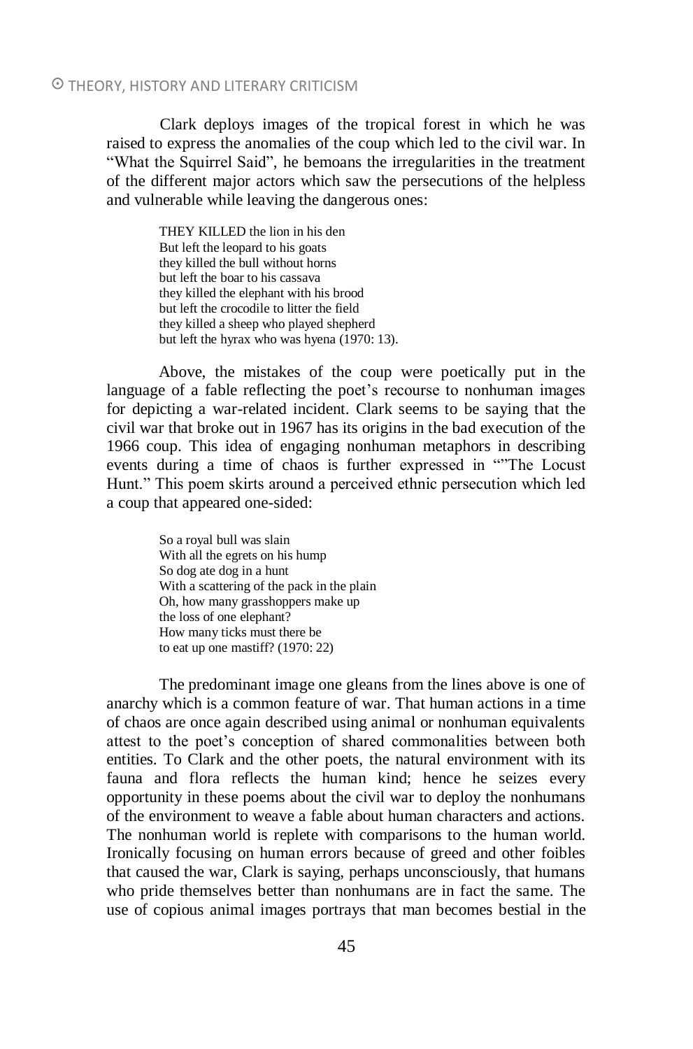Clark deploys images of the tropical forest in which he was raised to express the anomalies of the coup which led to the civil war. In "What the Squirrel Said", he bemoans the irregularities in the treatment of the different major actors which saw the persecutions of the helpless and vulnerable while leaving the dangerous ones:

> THEY KILLED the lion in his den  
> But left the leopard to his goats  
> they killed the bull without horns  
> but left the boar to his cassava  
> they killed the elephant with his brood  
> but left the crocodile to litter the field  
> they killed a sheep who played shepherd  
> but left the hyrax who was hyena (1970: 13).

Above, the mistakes of the coup were poetically put in the language of a fable reflecting the poet's recourse to nonhuman images for depicting a war-related incident. Clark seems to be saying that the civil war that broke out in 1967 has its origins in the bad execution of the 1966 coup. This idea of engaging nonhuman metaphors in describing events during a time of chaos is further expressed in ""The Locust Hunt." This poem skirts around a perceived ethnic persecution which led a coup that appeared one-sided:

> So a royal bull was slain  
> With all the egrets on his hump  
> So dog ate dog in a hunt  
> With a scattering of the pack in the plain  
> Oh, how many grasshoppers make up  
> the loss of one elephant?  
> How many ticks must there be  
> to eat up one mastiff? (1970: 22)

The predominant image one gleans from the lines above is one of anarchy which is a common feature of war. That human actions in a time of chaos are once again described using animal or nonhuman equivalents attest to the poet's conception of shared commonalities between both entities. To Clark and the other poets, the natural environment with its fauna and flora reflects the human kind; hence he seizes every opportunity in these poems about the civil war to deploy the nonhumans of the environment to weave a fable about human characters and actions. The nonhuman world is replete with comparisons to the human world. Ironically focusing on human errors because of greed and other foibles that caused the war, Clark is saying, perhaps unconsciously, that humans who pride themselves better than nonhumans are in fact the same. The use of copious animal images portrays that man becomes bestial in the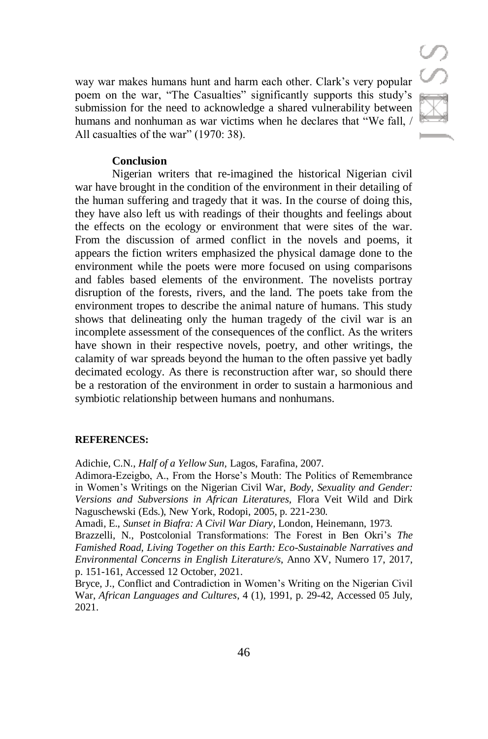way war makes humans hunt and harm each other. Clark's very popular poem on the war, "The Casualties" significantly supports this study's submission for the need to acknowledge a shared vulnerability between humans and nonhuman as war victims when he declares that "We fall, / All casualties of the war" (1970: 38).

## Conclusion

Nigerian writers that re-imagined the historical Nigerian civil war have brought in the condition of the environment in their detailing of the human suffering and tragedy that it was. In the course of doing this, they have also left us with readings of their thoughts and feelings about the effects on the ecology or environment that were sites of the war. From the discussion of armed conflict in the novels and poems, it appears the fiction writers emphasized the physical damage done to the environment while the poets were more focused on using comparisons and fables based elements of the environment. The novelists portray disruption of the forests, rivers, and the land. The poets take from the environment tropes to describe the animal nature of humans. This study shows that delineating only the human tragedy of the civil war is an incomplete assessment of the consequences of the conflict. As the writers have shown in their respective novels, poetry, and other writings, the calamity of war spreads beyond the human to the often passive yet badly decimated ecology. As there is reconstruction after war, so should there be a restoration of the environment in order to sustain a harmonious and symbiotic relationship between humans and nonhumans.

## REFERENCES:

Adichie, C.N., *Half of a Yellow Sun*, Lagos, Farafina, 2007.

Adimora-Ezeigbo, A., From the Horse's Mouth: The Politics of Remembrance in Women's Writings on the Nigerian Civil War, *Body, Sexuality and Gender: Versions and Subversions in African Literatures*, Flora Veit Wild and Dirk Naguschewski (Eds.), New York, Rodopi, 2005, p. 221-230.

Amadi, E., *Sunset in Biafra: A Civil War Diary*, London, Heinemann, 1973.

Brazzelli, N., Postcolonial Transformations: The Forest in Ben Okri's *The Famished Road, Living Together on this Earth: Eco-Sustainable Narratives and Environmental Concerns in English Literature/s*, Anno XV, Numero 17, 2017, p. 151-161, Accessed 12 October, 2021.

Bryce, J., Conflict and Contradiction in Women's Writing on the Nigerian Civil War, *African Languages and Cultures*, 4 (1), 1991, p. 29-42, Accessed 05 July, 2021.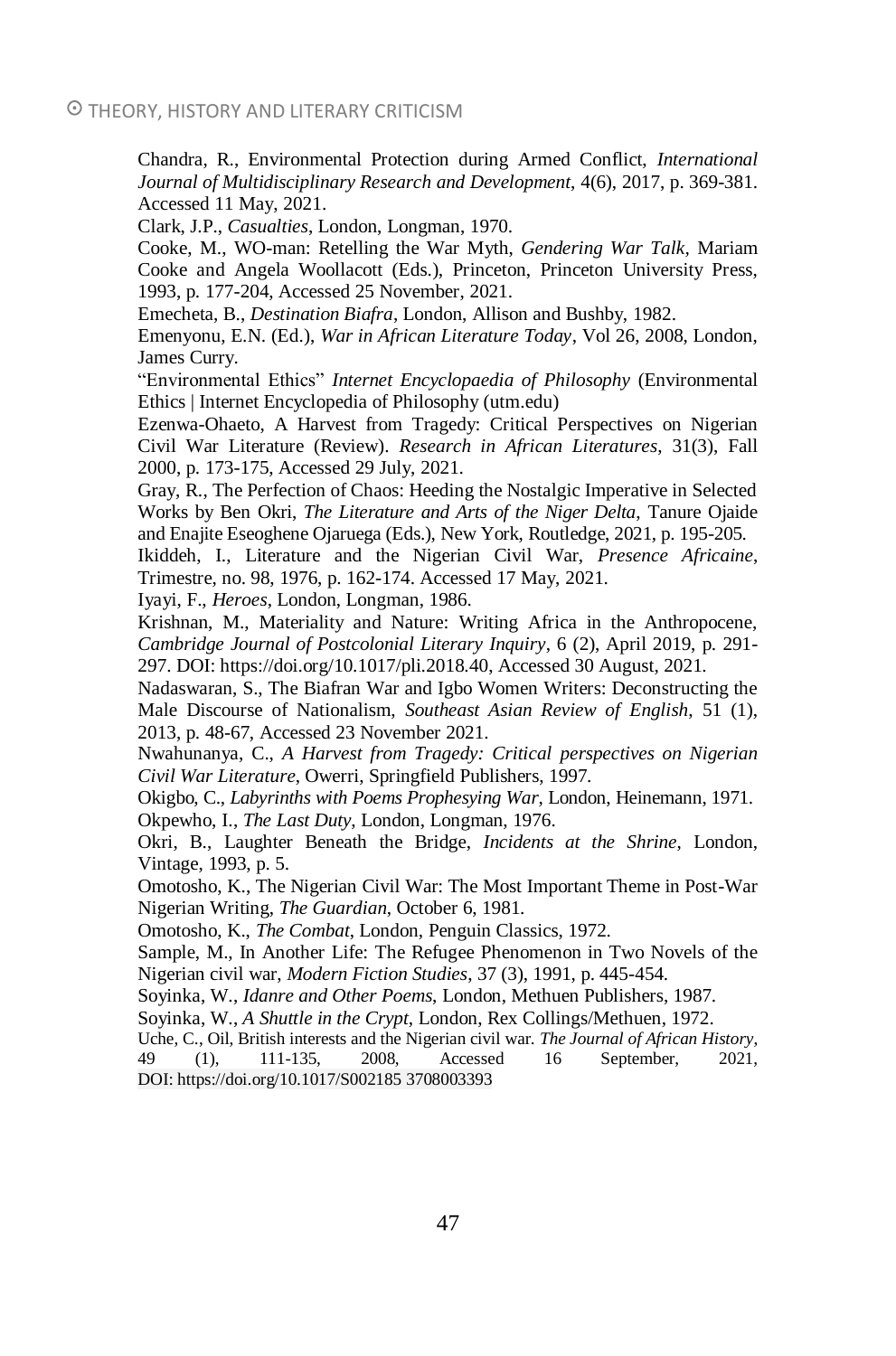Chandra, R., Environmental Protection during Armed Conflict, *International Journal of Multidisciplinary Research and Development*, 4(6), 2017, p. 369-381. Accessed 11 May, 2021.

Clark, J.P., *Casualties*, London, Longman, 1970.

Cooke, M., WO-man: Retelling the War Myth, *Gendering War Talk*, Mariam Cooke and Angela Woollacott (Eds.), Princeton, Princeton University Press, 1993, p. 177-204, Accessed 25 November, 2021.

Emecheta, B., *Destination Biafra*, London, Allison and Bushby, 1982.

Emenyonu, E.N. (Ed.), *War in African Literature Today*, Vol 26, 2008, London, James Curry.

"Environmental Ethics" *Internet Encyclopaedia of Philosophy* (Environmental Ethics | Internet Encyclopedia of Philosophy (utm.edu)

Ezenwa-Ohaeto, A Harvest from Tragedy: Critical Perspectives on Nigerian Civil War Literature (Review). *Research in African Literatures*, 31(3), Fall 2000, p. 173-175, Accessed 29 July, 2021.

Gray, R., The Perfection of Chaos: Heeding the Nostalgic Imperative in Selected Works by Ben Okri, *The Literature and Arts of the Niger Delta*, Tanure Ojaide and Enajite Eseoghene Ojaruega (Eds.), New York, Routledge, 2021, p. 195-205.

Ikiddeh, I., Literature and the Nigerian Civil War, *Presence Africaine*, Trimestre, no. 98, 1976, p. 162-174. Accessed 17 May, 2021.

Iyayi, F., *Heroes*, London, Longman, 1986.

Krishnan, M., Materiality and Nature: Writing Africa in the Anthropocene, *Cambridge Journal of Postcolonial Literary Inquiry*, 6 (2), April 2019, p. 291-297. DOI: https://doi.org/10.1017/pli.2018.40, Accessed 30 August, 2021.

Nadaswaran, S., The Biafran War and Igbo Women Writers: Deconstructing the Male Discourse of Nationalism, *Southeast Asian Review of English*, 51 (1), 2013, p. 48-67, Accessed 23 November 2021.

Nwahunanya, C., *A Harvest from Tragedy: Critical perspectives on Nigerian Civil War Literature*, Owerri, Springfield Publishers, 1997.

Okigbo, C., *Labyrinths with Poems Prophesying War*, London, Heinemann, 1971.

Okpewho, I., *The Last Duty*, London, Longman, 1976.

Okri, B., Laughter Beneath the Bridge, *Incidents at the Shrine*, London, Vintage, 1993, p. 5.

Omotosho, K., The Nigerian Civil War: The Most Important Theme in Post-War Nigerian Writing, *The Guardian*, October 6, 1981.

Omotosho, K., *The Combat*, London, Penguin Classics, 1972.

Sample, M., In Another Life: The Refugee Phenomenon in Two Novels of the Nigerian civil war, *Modern Fiction Studies*, 37 (3), 1991, p. 445-454.

Soyinka, W., *Idanre and Other Poems*, London, Methuen Publishers, 1987.

Soyinka, W., *A Shuttle in the Crypt*, London, Rex Collings/Methuen, 1972.

Uche, C., Oil, British interests and the Nigerian civil war. *The Journal of African History*, 49 (1), 111-135, 2008, Accessed 16 September, 2021, DOI: https://doi.org/10.1017/S002185 3708003393